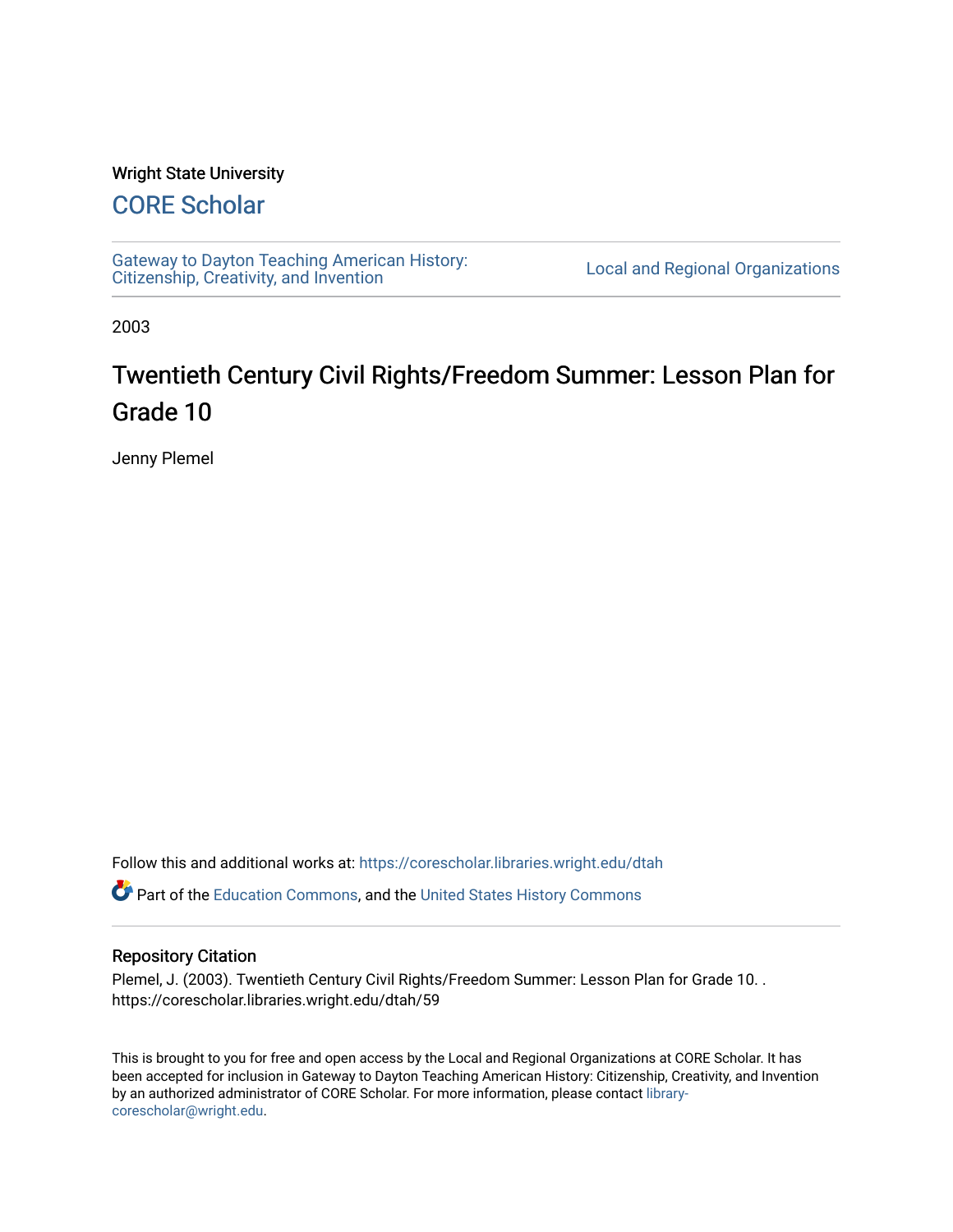Wright State University

## CORE Scholar

Gateway to Dayton Teaching American History: Citizenship, Creativity, and Invention

Local and Regional Organizations

2003

# Twentieth Century Civil Rights/Freedom Summer: Lesson Plan for Grade 10

Jenny Plemel

Follow this and additional works at: https://corescholar.libraries.wright.edu/dtah

Part of the Education Commons, and the United States History Commons

### Repository Citation

Plemel, J. (2003). Twentieth Century Civil Rights/Freedom Summer: Lesson Plan for Grade 10. . https://corescholar.libraries.wright.edu/dtah/59

This is brought to you for free and open access by the Local and Regional Organizations at CORE Scholar. It has been accepted for inclusion in Gateway to Dayton Teaching American History: Citizenship, Creativity, and Invention by an authorized administrator of CORE Scholar. For more information, please contact library-corescholar@wright.edu.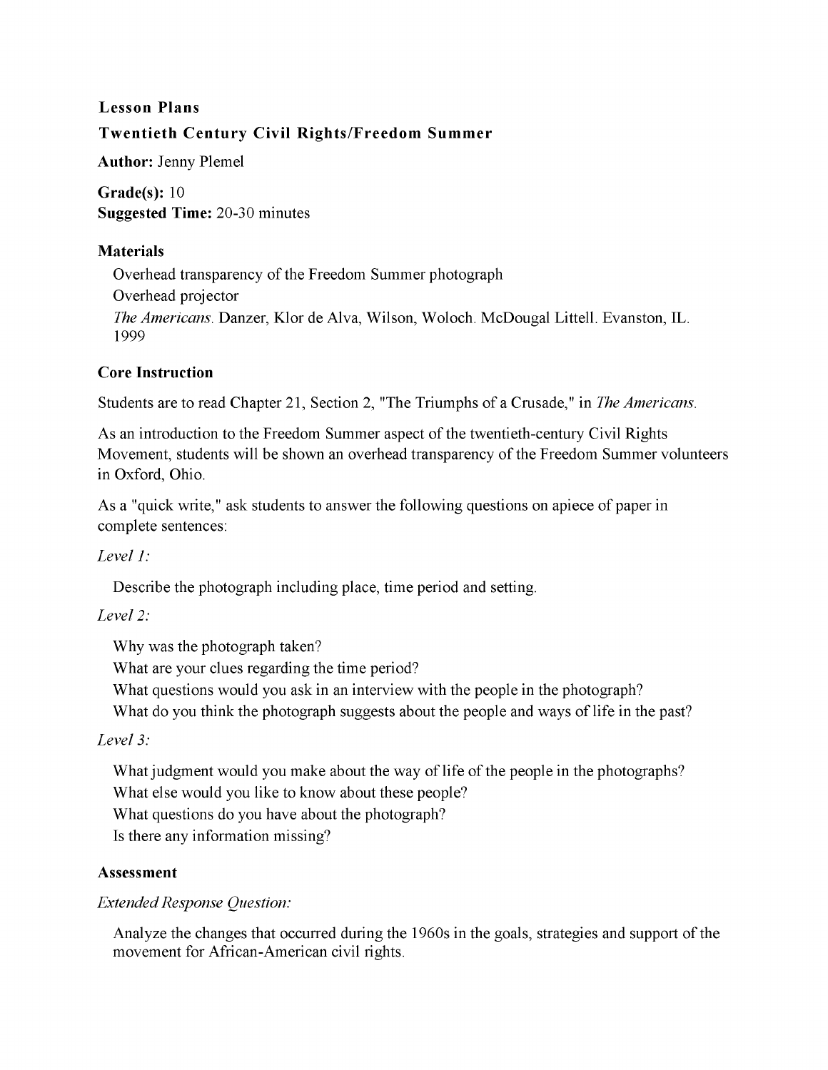**Lesson Plans**

**Twentieth Century Civil Rights/Freedom Summer**

**Author:** Jenny Plemel

**Grade(s):** 10
**Suggested Time:** 20-30 minutes

**Materials**

Overhead transparency of the Freedom Summer photograph
Overhead projector
*The Americans*. Danzer, Klor de Alva, Wilson, Woloch. McDougal Littell. Evanston, IL. 1999

**Core Instruction**

Students are to read Chapter 21, Section 2, "The Triumphs of a Crusade," in *The Americans*.

As an introduction to the Freedom Summer aspect of the twentieth-century Civil Rights Movement, students will be shown an overhead transparency of the Freedom Summer volunteers in Oxford, Ohio.

As a "quick write," ask students to answer the following questions on apiece of paper in complete sentences:

*Level 1:*

Describe the photograph including place, time period and setting.

*Level 2:*

Why was the photograph taken?
What are your clues regarding the time period?
What questions would you ask in an interview with the people in the photograph?
What do you think the photograph suggests about the people and ways of life in the past?

*Level 3:*

What judgment would you make about the way of life of the people in the photographs?
What else would you like to know about these people?
What questions do you have about the photograph?
Is there any information missing?

**Assessment**

*Extended Response Question:*

Analyze the changes that occurred during the 1960s in the goals, strategies and support of the movement for African-American civil rights.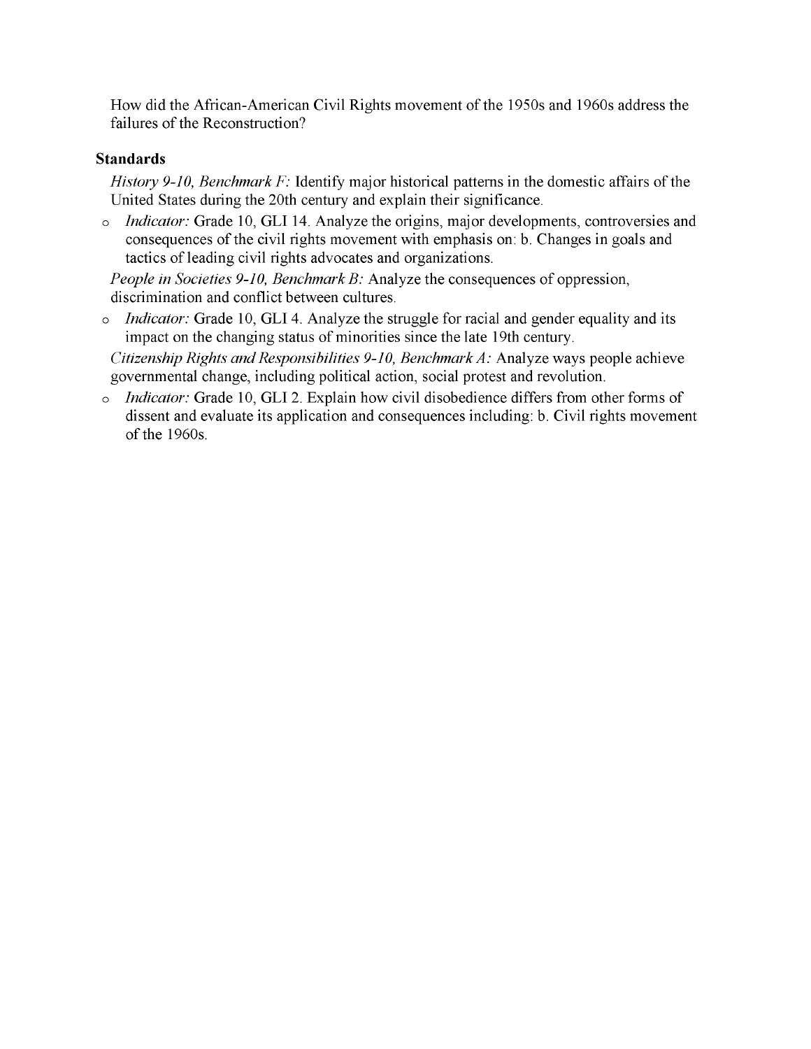How did the African-American Civil Rights movement of the 1950s and 1960s address the failures of the Reconstruction?

## Standards

*History 9-10, Benchmark F:* Identify major historical patterns in the domestic affairs of the United States during the 20th century and explain their significance.

- *Indicator:* Grade 10, GLI 14. Analyze the origins, major developments, controversies and consequences of the civil rights movement with emphasis on: b. Changes in goals and tactics of leading civil rights advocates and organizations.

*People in Societies 9-10, Benchmark B:* Analyze the consequences of oppression, discrimination and conflict between cultures.

- *Indicator:* Grade 10, GLI 4. Analyze the struggle for racial and gender equality and its impact on the changing status of minorities since the late 19th century.

*Citizenship Rights and Responsibilities 9-10, Benchmark A:* Analyze ways people achieve governmental change, including political action, social protest and revolution.

- *Indicator:* Grade 10, GLI 2. Explain how civil disobedience differs from other forms of dissent and evaluate its application and consequences including: b. Civil rights movement of the 1960s.